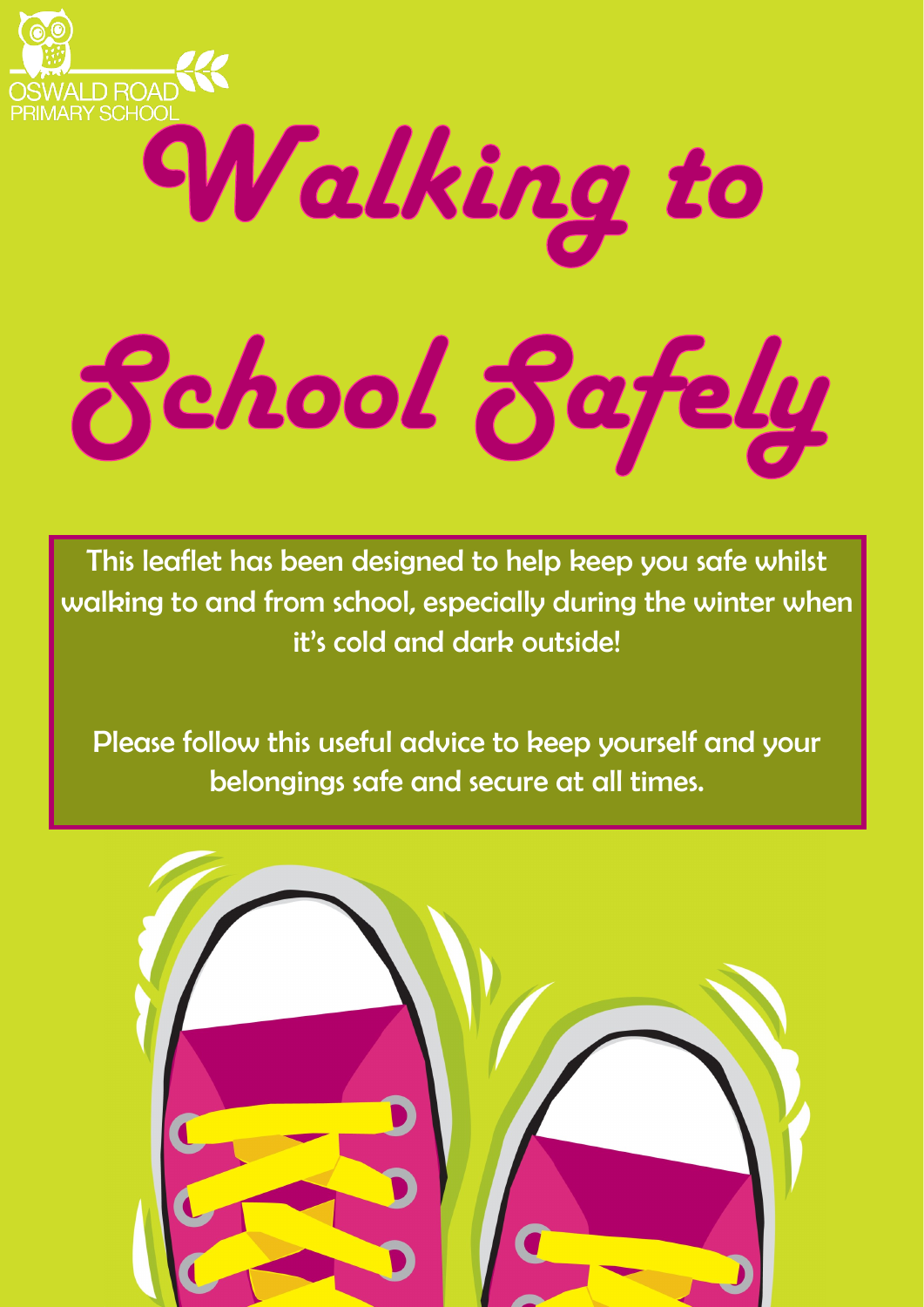OSWALD ROAD
PRIMARY SCHOOL

# Walking to School Safely

This leaflet has been designed to help keep you safe whilst walking to and from school, especially during the winter when it's cold and dark outside!

Please follow this useful advice to keep yourself and your belongings safe and secure at all times.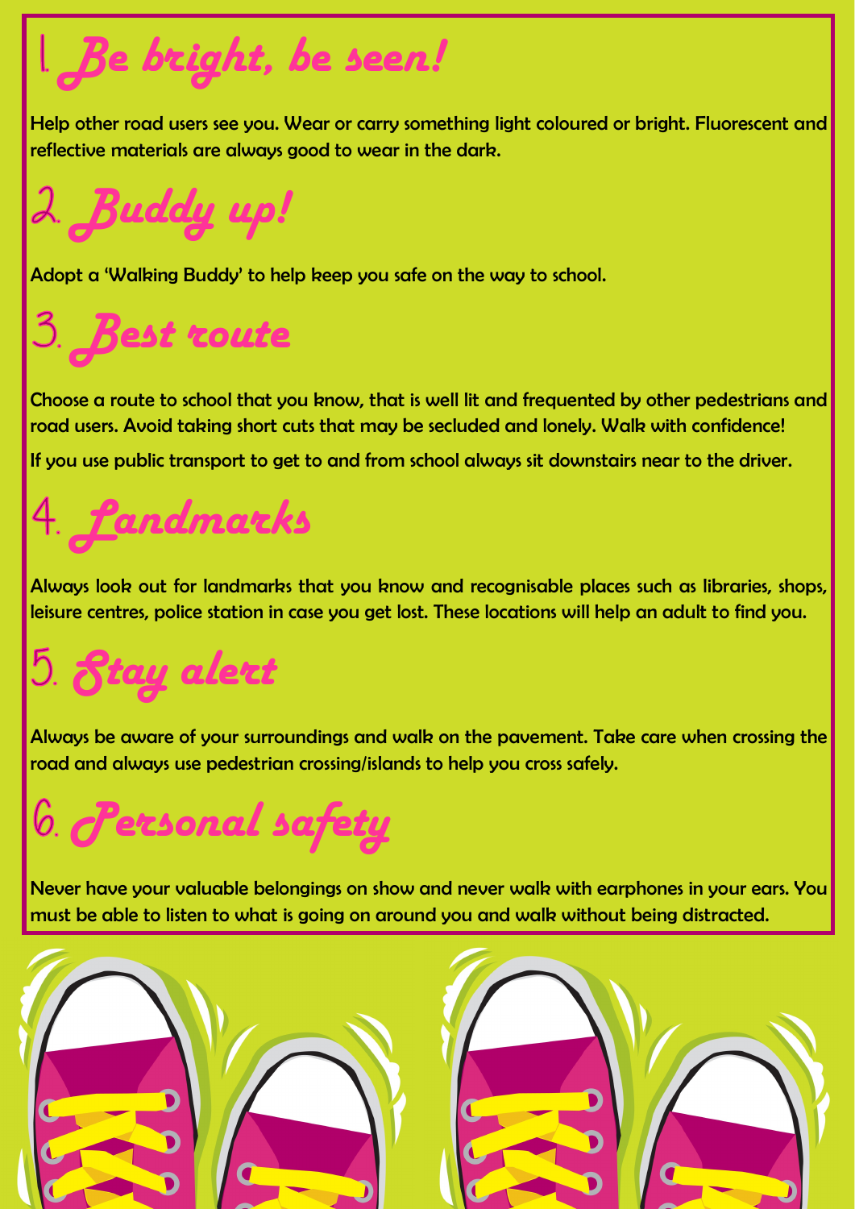## 1. Be bright, be seen!

Help other road users see you. Wear or carry something light coloured or bright. Fluorescent and reflective materials are always good to wear in the dark.

## 2. Buddy up!

Adopt a 'Walking Buddy' to help keep you safe on the way to school.

## 3. Best route

Choose a route to school that you know, that is well lit and frequented by other pedestrians and road users. Avoid taking short cuts that may be secluded and lonely. Walk with confidence!

If you use public transport to get to and from school always sit downstairs near to the driver.

## 4. Landmarks

Always look out for landmarks that you know and recognisable places such as libraries, shops, leisure centres, police station in case you get lost. These locations will help an adult to find you.

## 5. Stay alert

Always be aware of your surroundings and walk on the pavement. Take care when crossing the road and always use pedestrian crossing/islands to help you cross safely.

## 6. Personal safety

Never have your valuable belongings on show and never walk with earphones in your ears. You must be able to listen to what is going on around you and walk without being distracted.